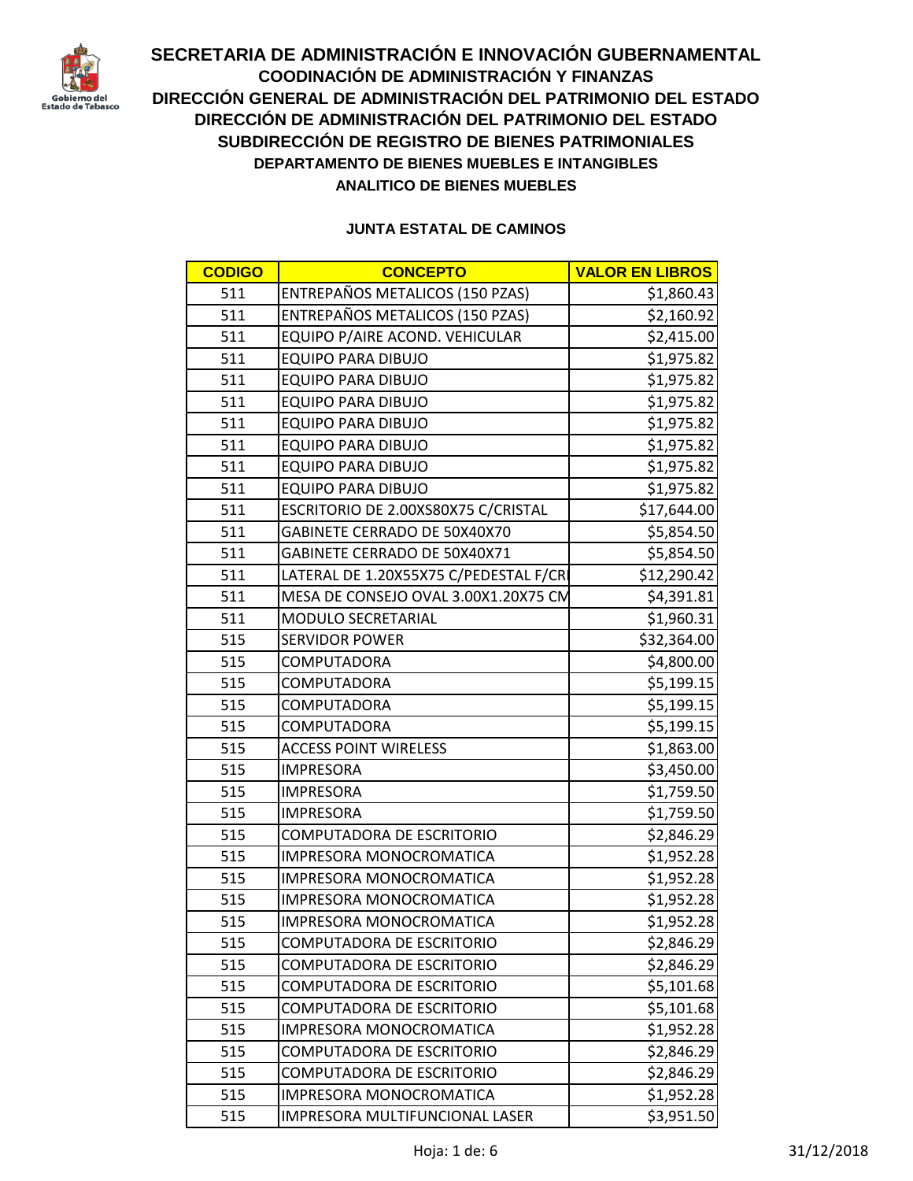# SECRETARIA DE ADMINISTRACIÓN E INNOVACIÓN GUBERNAMENTAL

## CODDINACIÓN DE ADMINISTRACIÓN Y FINANZAS

## DIRECCIÓN GENERAL DE ADMINISTRACIÓN DEL PATRIMONIO DEL ESTADO

## DIRECCIÓN DE ADMINISTRACIÓN DEL PATRIMONIO DEL ESTADO

## SUBDIRECCIÓN DE REGISTRO DE BIENES PATRIMONIALES

### DEPARTAMENTO DE BIENES MUEBLES E INTANGIBLES

### ANALITICO DE BIENES MUEBLES

**JUNTA ESTATAL DE CAMINOS**

| CODIGO | CONCEPTO | VALOR EN LIBROS |
|---|---|---|
| 511 | ENTREPAÑOS METALICOS (150 PZAS) | $1,860.43 |
| 511 | ENTREPAÑOS METALICOS (150 PZAS) | $2,160.92 |
| 511 | EQUIPO P/AIRE ACOND. VEHICULAR | $2,415.00 |
| 511 | EQUIPO PARA DIBUJO | $1,975.82 |
| 511 | EQUIPO PARA DIBUJO | $1,975.82 |
| 511 | EQUIPO PARA DIBUJO | $1,975.82 |
| 511 | EQUIPO PARA DIBUJO | $1,975.82 |
| 511 | EQUIPO PARA DIBUJO | $1,975.82 |
| 511 | EQUIPO PARA DIBUJO | $1,975.82 |
| 511 | EQUIPO PARA DIBUJO | $1,975.82 |
| 511 | ESCRITORIO DE 2.00XS80X75 C/CRISTAL | $17,644.00 |
| 511 | GABINETE CERRADO DE 50X40X70 | $5,854.50 |
| 511 | GABINETE CERRADO DE 50X40X71 | $5,854.50 |
| 511 | LATERAL DE 1.20X55X75 C/PEDESTAL F/CR | $12,290.42 |
| 511 | MESA DE CONSEJO OVAL 3.00X1.20X75 CM | $4,391.81 |
| 511 | MODULO SECRETARIAL | $1,960.31 |
| 515 | SERVIDOR POWER | $32,364.00 |
| 515 | COMPUTADORA | $4,800.00 |
| 515 | COMPUTADORA | $5,199.15 |
| 515 | COMPUTADORA | $5,199.15 |
| 515 | COMPUTADORA | $5,199.15 |
| 515 | ACCESS POINT WIRELESS | $1,863.00 |
| 515 | IMPRESORA | $3,450.00 |
| 515 | IMPRESORA | $1,759.50 |
| 515 | IMPRESORA | $1,759.50 |
| 515 | COMPUTADORA DE ESCRITORIO | $2,846.29 |
| 515 | IMPRESORA MONOCROMATICA | $1,952.28 |
| 515 | IMPRESORA MONOCROMATICA | $1,952.28 |
| 515 | IMPRESORA MONOCROMATICA | $1,952.28 |
| 515 | IMPRESORA MONOCROMATICA | $1,952.28 |
| 515 | COMPUTADORA DE ESCRITORIO | $2,846.29 |
| 515 | COMPUTADORA DE ESCRITORIO | $2,846.29 |
| 515 | COMPUTADORA DE ESCRITORIO | $5,101.68 |
| 515 | COMPUTADORA DE ESCRITORIO | $5,101.68 |
| 515 | IMPRESORA MONOCROMATICA | $1,952.28 |
| 515 | COMPUTADORA DE ESCRITORIO | $2,846.29 |
| 515 | COMPUTADORA DE ESCRITORIO | $2,846.29 |
| 515 | IMPRESORA MONOCROMATICA | $1,952.28 |
| 515 | IMPRESORA MULTIFUNCIONAL LASER | $3,951.50 |

31/12/2018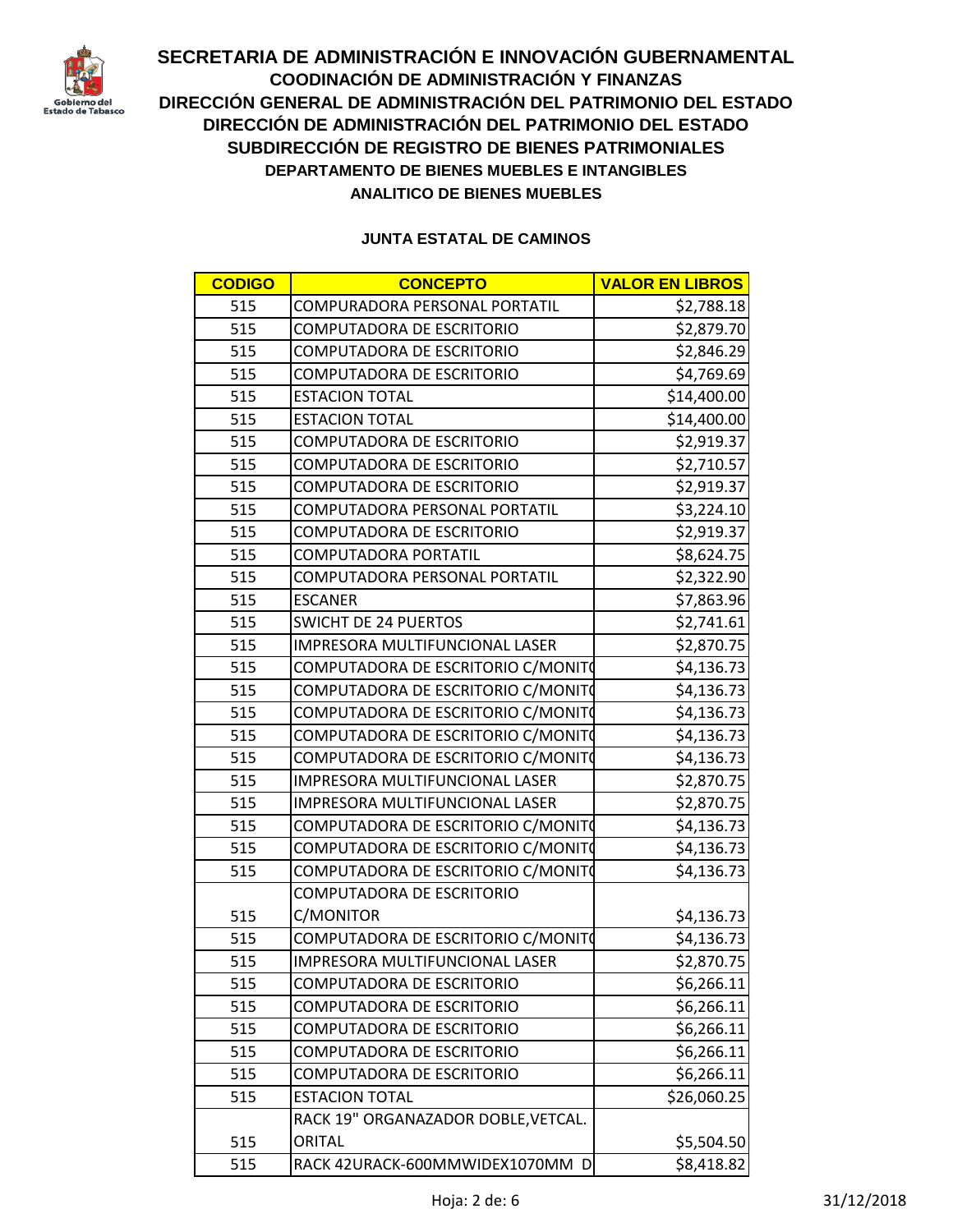# SECRETARIA DE ADMINISTRACIÓN E INNOVACIÓN GUBERNAMENTAL

## COODINACIÓN DE ADMINISTRACIÓN Y FINANZAS

## DIRECCIÓN GENERAL DE ADMINISTRACIÓN DEL PATRIMONIO DEL ESTADO

## DIRECCIÓN DE ADMINISTRACIÓN DEL PATRIMONIO DEL ESTADO

## SUBDIRECCIÓN DE REGISTRO DE BIENES PATRIMONIALES

### DEPARTAMENTO DE BIENES MUEBLES E INTANGIBLES

### ANALITICO DE BIENES MUEBLES

**JUNTA ESTATAL DE CAMINOS**

| CODIGO | CONCEPTO | VALOR EN LIBROS |
|---|---|---|
| 515 | COMPURADORA PERSONAL PORTATIL | $2,788.18 |
| 515 | COMPUTADORA DE ESCRITORIO | $2,879.70 |
| 515 | COMPUTADORA DE ESCRITORIO | $2,846.29 |
| 515 | COMPUTADORA DE ESCRITORIO | $4,769.69 |
| 515 | ESTACION TOTAL | $14,400.00 |
| 515 | ESTACION TOTAL | $14,400.00 |
| 515 | COMPUTADORA DE ESCRITORIO | $2,919.37 |
| 515 | COMPUTADORA DE ESCRITORIO | $2,710.57 |
| 515 | COMPUTADORA DE ESCRITORIO | $2,919.37 |
| 515 | COMPUTADORA PERSONAL PORTATIL | $3,224.10 |
| 515 | COMPUTADORA DE ESCRITORIO | $2,919.37 |
| 515 | COMPUTADORA PORTATIL | $8,624.75 |
| 515 | COMPUTADORA PERSONAL PORTATIL | $2,322.90 |
| 515 | ESCANER | $7,863.96 |
| 515 | SWICHT DE 24 PUERTOS | $2,741.61 |
| 515 | IMPRESORA MULTIFUNCIONAL LASER | $2,870.75 |
| 515 | COMPUTADORA DE ESCRITORIO C/MONITO | $4,136.73 |
| 515 | COMPUTADORA DE ESCRITORIO C/MONITO | $4,136.73 |
| 515 | COMPUTADORA DE ESCRITORIO C/MONITO | $4,136.73 |
| 515 | COMPUTADORA DE ESCRITORIO C/MONITO | $4,136.73 |
| 515 | COMPUTADORA DE ESCRITORIO C/MONITO | $4,136.73 |
| 515 | IMPRESORA MULTIFUNCIONAL LASER | $2,870.75 |
| 515 | IMPRESORA MULTIFUNCIONAL LASER | $2,870.75 |
| 515 | COMPUTADORA DE ESCRITORIO C/MONITO | $4,136.73 |
| 515 | COMPUTADORA DE ESCRITORIO C/MONITO | $4,136.73 |
| 515 | COMPUTADORA DE ESCRITORIO C/MONITO | $4,136.73 |
| 515 | COMPUTADORA DE ESCRITORIO C/MONITOR | $4,136.73 |
| 515 | COMPUTADORA DE ESCRITORIO C/MONITO | $4,136.73 |
| 515 | IMPRESORA MULTIFUNCIONAL LASER | $2,870.75 |
| 515 | COMPUTADORA DE ESCRITORIO | $6,266.11 |
| 515 | COMPUTADORA DE ESCRITORIO | $6,266.11 |
| 515 | COMPUTADORA DE ESCRITORIO | $6,266.11 |
| 515 | COMPUTADORA DE ESCRITORIO | $6,266.11 |
| 515 | COMPUTADORA DE ESCRITORIO | $6,266.11 |
| 515 | ESTACION TOTAL | $26,060.25 |
| 515 | RACK 19" ORGANAZADOR DOBLE,VETCAL. ORITAL | $5,504.50 |
| 515 | RACK 42URACK-600MMWIDEX1070MM D | $8,418.82 |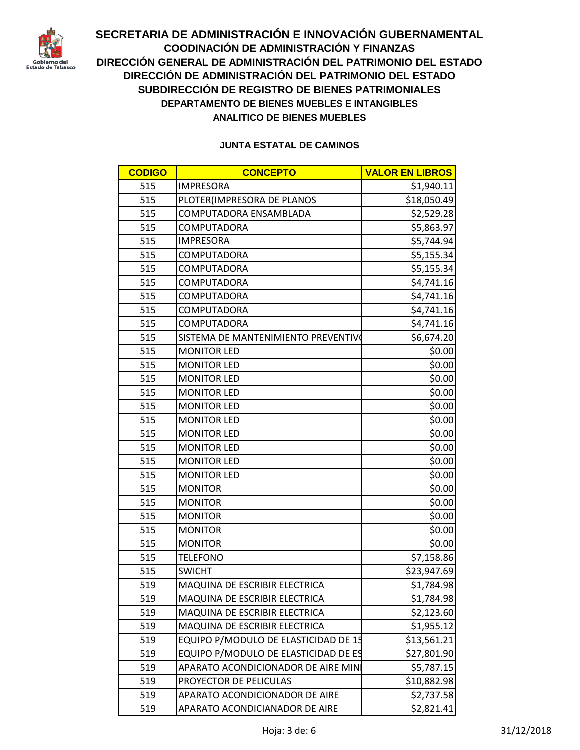# SECRETARIA DE ADMINISTRACIÓN E INNOVACIÓN GUBERNAMENTAL

**COODINACIÓN DE ADMINISTRACIÓN Y FINANZAS**

**DIRECCIÓN GENERAL DE ADMINISTRACIÓN DEL PATRIMONIO DEL ESTADO**

**DIRECCIÓN DE ADMINISTRACIÓN DEL PATRIMONIO DEL ESTADO**

**SUBDIRECCIÓN DE REGISTRO DE BIENES PATRIMONIALES**

**DEPARTAMENTO DE BIENES MUEBLES E INTANGIBLES**

**ANALITICO DE BIENES MUEBLES**

**JUNTA ESTATAL DE CAMINOS**

| CODIGO | CONCEPTO | VALOR EN LIBROS |
|---|---|---|
| 515 | IMPRESORA | $1,940.11 |
| 515 | PLOTER(IMPRESORA DE PLANOS | $18,050.49 |
| 515 | COMPUTADORA ENSAMBLADA | $2,529.28 |
| 515 | COMPUTADORA | $5,863.97 |
| 515 | IMPRESORA | $5,744.94 |
| 515 | COMPUTADORA | $5,155.34 |
| 515 | COMPUTADORA | $5,155.34 |
| 515 | COMPUTADORA | $4,741.16 |
| 515 | COMPUTADORA | $4,741.16 |
| 515 | COMPUTADORA | $4,741.16 |
| 515 | COMPUTADORA | $4,741.16 |
| 515 | SISTEMA DE MANTENIMIENTO PREVENTIV | $6,674.20 |
| 515 | MONITOR LED | $0.00 |
| 515 | MONITOR LED | $0.00 |
| 515 | MONITOR LED | $0.00 |
| 515 | MONITOR LED | $0.00 |
| 515 | MONITOR LED | $0.00 |
| 515 | MONITOR LED | $0.00 |
| 515 | MONITOR LED | $0.00 |
| 515 | MONITOR LED | $0.00 |
| 515 | MONITOR LED | $0.00 |
| 515 | MONITOR LED | $0.00 |
| 515 | MONITOR | $0.00 |
| 515 | MONITOR | $0.00 |
| 515 | MONITOR | $0.00 |
| 515 | MONITOR | $0.00 |
| 515 | MONITOR | $0.00 |
| 515 | TELEFONO | $7,158.86 |
| 515 | SWICHT | $23,947.69 |
| 519 | MAQUINA DE ESCRIBIR ELECTRICA | $1,784.98 |
| 519 | MAQUINA DE ESCRIBIR ELECTRICA | $1,784.98 |
| 519 | MAQUINA DE ESCRIBIR ELECTRICA | $2,123.60 |
| 519 | MAQUINA DE ESCRIBIR ELECTRICA | $1,955.12 |
| 519 | EQUIPO P/MODULO DE ELASTICIDAD DE 15 | $13,561.21 |
| 519 | EQUIPO P/MODULO DE ELASTICIDAD DE ES | $27,801.90 |
| 519 | APARATO ACONDICIONADOR DE AIRE MIN | $5,787.15 |
| 519 | PROYECTOR DE PELICULAS | $10,882.98 |
| 519 | APARATO ACONDICIONADOR DE AIRE | $2,737.58 |
| 519 | APARATO ACONDICIANADOR DE AIRE | $2,821.41 |

31/12/2018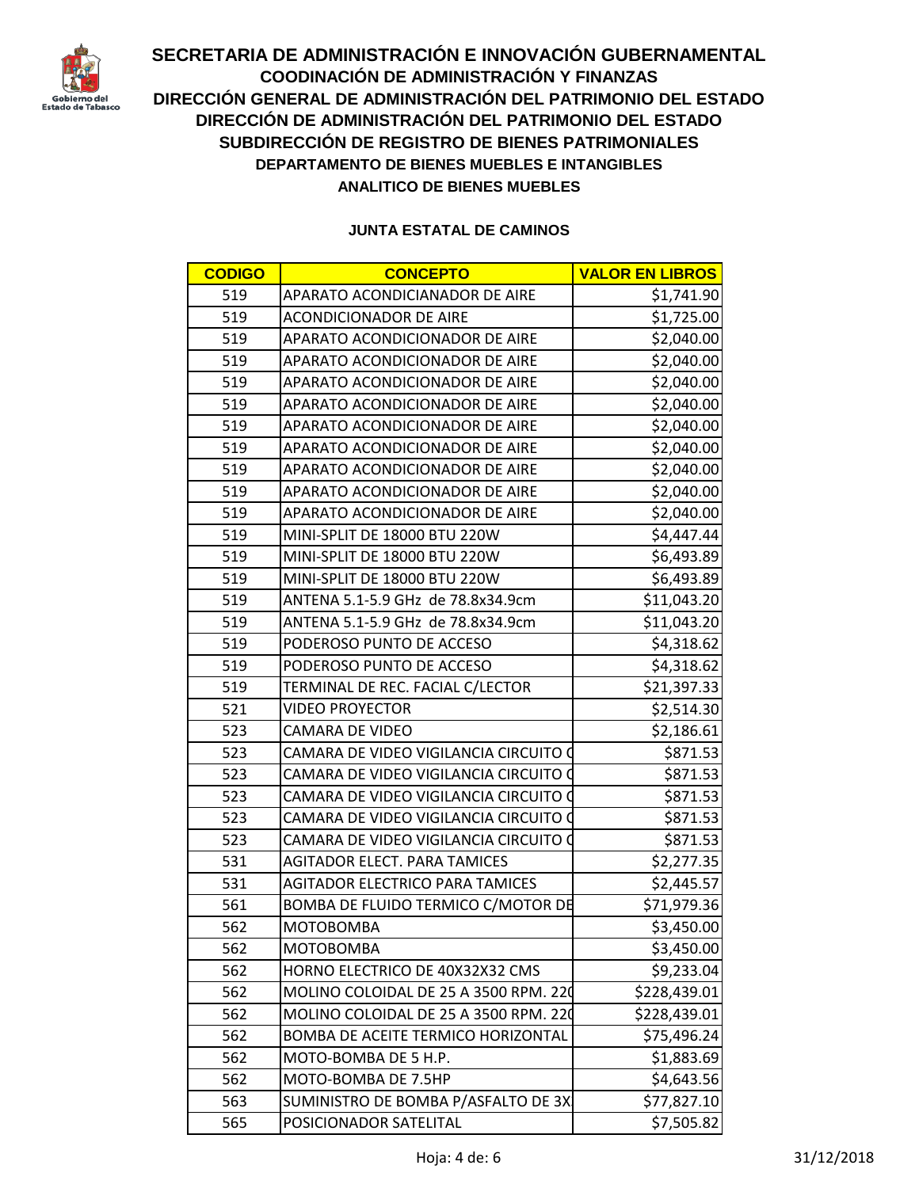# SECRETARIA DE ADMINISTRACIÓN E INNOVACIÓN GUBERNAMENTAL

## COODINACIÓN DE ADMINISTRACIÓN Y FINANZAS

## DIRECCIÓN GENERAL DE ADMINISTRACIÓN DEL PATRIMONIO DEL ESTADO

## DIRECCIÓN DE ADMINISTRACIÓN DEL PATRIMONIO DEL ESTADO

## SUBDIRECCIÓN DE REGISTRO DE BIENES PATRIMONIALES

### DEPARTAMENTO DE BIENES MUEBLES E INTANGIBLES

### ANALITICO DE BIENES MUEBLES

#### JUNTA ESTATAL DE CAMINOS

| CODIGO | CONCEPTO | VALOR EN LIBROS |
|---|---|---|
| 519 | APARATO ACONDICIANADOR DE AIRE | $1,741.90 |
| 519 | ACONDICIONADOR DE AIRE | $1,725.00 |
| 519 | APARATO ACONDICIONADOR DE AIRE | $2,040.00 |
| 519 | APARATO ACONDICIONADOR DE AIRE | $2,040.00 |
| 519 | APARATO ACONDICIONADOR DE AIRE | $2,040.00 |
| 519 | APARATO ACONDICIONADOR DE AIRE | $2,040.00 |
| 519 | APARATO ACONDICIONADOR DE AIRE | $2,040.00 |
| 519 | APARATO ACONDICIONADOR DE AIRE | $2,040.00 |
| 519 | APARATO ACONDICIONADOR DE AIRE | $2,040.00 |
| 519 | APARATO ACONDICIONADOR DE AIRE | $2,040.00 |
| 519 | APARATO ACONDICIONADOR DE AIRE | $2,040.00 |
| 519 | MINI-SPLIT DE 18000 BTU 220W | $4,447.44 |
| 519 | MINI-SPLIT DE 18000 BTU 220W | $6,493.89 |
| 519 | MINI-SPLIT DE 18000 BTU 220W | $6,493.89 |
| 519 | ANTENA 5.1-5.9 GHz de 78.8x34.9cm | $11,043.20 |
| 519 | ANTENA 5.1-5.9 GHz de 78.8x34.9cm | $11,043.20 |
| 519 | PODEROSO PUNTO DE ACCESO | $4,318.62 |
| 519 | PODEROSO PUNTO DE ACCESO | $4,318.62 |
| 519 | TERMINAL DE REC. FACIAL C/LECTOR | $21,397.33 |
| 521 | VIDEO PROYECTOR | $2,514.30 |
| 523 | CAMARA DE VIDEO | $2,186.61 |
| 523 | CAMARA DE VIDEO VIGILANCIA CIRCUITO C | $871.53 |
| 523 | CAMARA DE VIDEO VIGILANCIA CIRCUITO C | $871.53 |
| 523 | CAMARA DE VIDEO VIGILANCIA CIRCUITO C | $871.53 |
| 523 | CAMARA DE VIDEO VIGILANCIA CIRCUITO C | $871.53 |
| 523 | CAMARA DE VIDEO VIGILANCIA CIRCUITO C | $871.53 |
| 531 | AGITADOR ELECT. PARA TAMICES | $2,277.35 |
| 531 | AGITADOR ELECTRICO PARA TAMICES | $2,445.57 |
| 561 | BOMBA DE FLUIDO TERMICO C/MOTOR DE | $71,979.36 |
| 562 | MOTOBOMBA | $3,450.00 |
| 562 | MOTOBOMBA | $3,450.00 |
| 562 | HORNO ELECTRICO DE 40X32X32 CMS | $9,233.04 |
| 562 | MOLINO COLOIDAL DE 25 A 3500 RPM. 220 | $228,439.01 |
| 562 | MOLINO COLOIDAL DE 25 A 3500 RPM. 220 | $228,439.01 |
| 562 | BOMBA DE ACEITE TERMICO HORIZONTAL | $75,496.24 |
| 562 | MOTO-BOMBA DE 5 H.P. | $1,883.69 |
| 562 | MOTO-BOMBA DE 7.5HP | $4,643.56 |
| 563 | SUMINISTRO DE BOMBA P/ASFALTO DE 3X | $77,827.10 |
| 565 | POSICIONADOR SATELITAL | $7,505.82 |

31/12/2018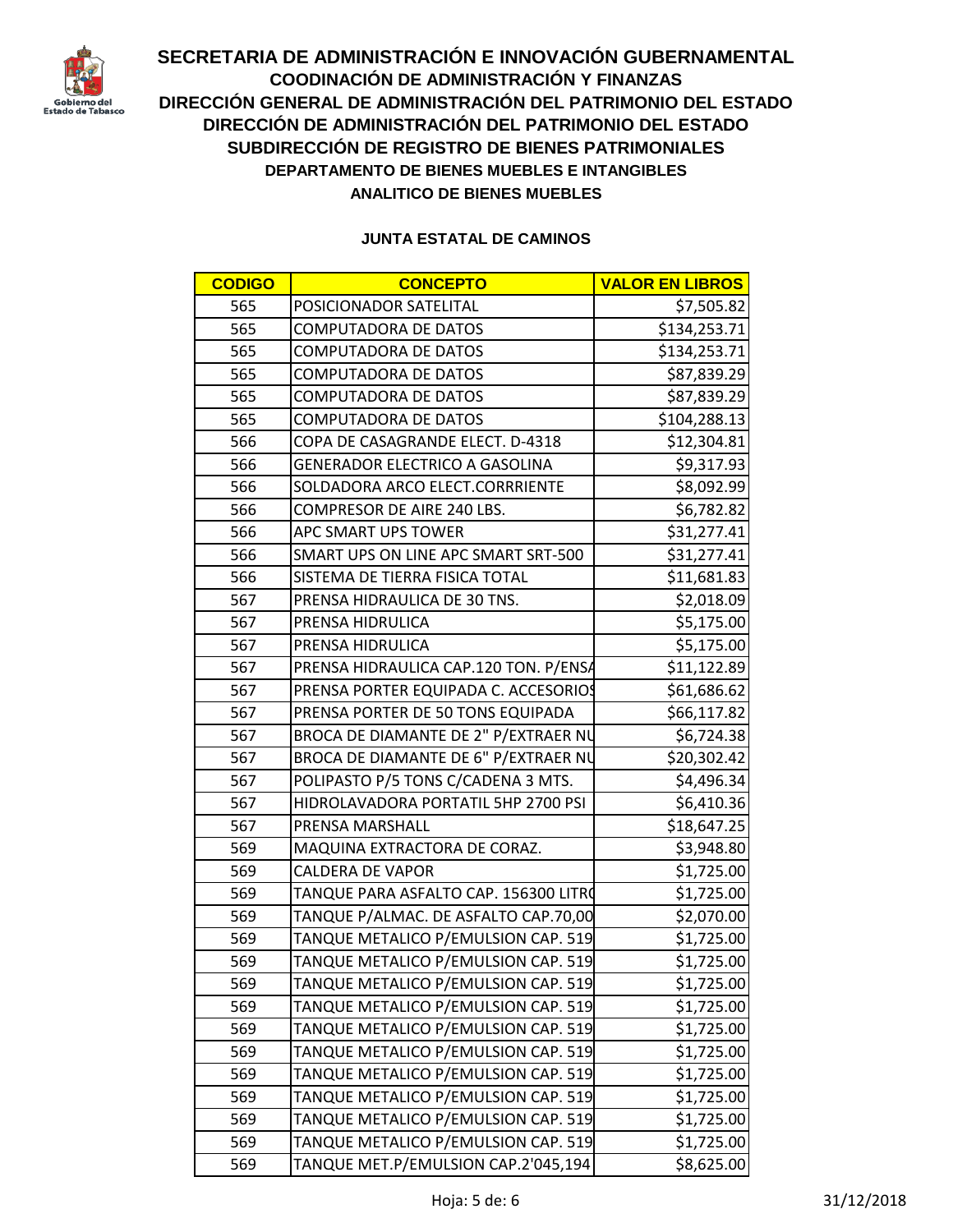# SECRETARIA DE ADMINISTRACIÓN E INNOVACIÓN GUBERNAMENTAL

## COODINACIÓN DE ADMINISTRACIÓN Y FINANZAS

## DIRECCIÓN GENERAL DE ADMINISTRACIÓN DEL PATRIMONIO DEL ESTADO

## DIRECCIÓN DE ADMINISTRACIÓN DEL PATRIMONIO DEL ESTADO

## SUBDIRECCIÓN DE REGISTRO DE BIENES PATRIMONIALES

### DEPARTAMENTO DE BIENES MUEBLES E INTANGIBLES

### ANALITICO DE BIENES MUEBLES

### JUNTA ESTATAL DE CAMINOS

| CODIGO | CONCEPTO | VALOR EN LIBROS |
|---|---|---|
| 565 | POSICIONADOR SATELITAL | $7,505.82 |
| 565 | COMPUTADORA DE DATOS | $134,253.71 |
| 565 | COMPUTADORA DE DATOS | $134,253.71 |
| 565 | COMPUTADORA DE DATOS | $87,839.29 |
| 565 | COMPUTADORA DE DATOS | $87,839.29 |
| 565 | COMPUTADORA DE DATOS | $104,288.13 |
| 566 | COPA DE CASAGRANDE ELECT. D-4318 | $12,304.81 |
| 566 | GENERADOR ELECTRICO A GASOLINA | $9,317.93 |
| 566 | SOLDADORA ARCO ELECT.CORRRIENTE | $8,092.99 |
| 566 | COMPRESOR DE AIRE 240 LBS. | $6,782.82 |
| 566 | APC SMART UPS TOWER | $31,277.41 |
| 566 | SMART UPS ON LINE APC SMART SRT-500 | $31,277.41 |
| 566 | SISTEMA DE TIERRA FISICA TOTAL | $11,681.83 |
| 567 | PRENSA HIDRAULICA DE 30 TNS. | $2,018.09 |
| 567 | PRENSA HIDRULICA | $5,175.00 |
| 567 | PRENSA HIDRULICA | $5,175.00 |
| 567 | PRENSA HIDRAULICA CAP.120 TON. P/ENSA | $11,122.89 |
| 567 | PRENSA PORTER EQUIPADA C. ACCESORIOS | $61,686.62 |
| 567 | PRENSA PORTER DE 50 TONS EQUIPADA | $66,117.82 |
| 567 | BROCA DE DIAMANTE DE 2" P/EXTRAER NU | $6,724.38 |
| 567 | BROCA DE DIAMANTE DE 6" P/EXTRAER NU | $20,302.42 |
| 567 | POLIPASTO P/5 TONS C/CADENA 3 MTS. | $4,496.34 |
| 567 | HIDROLAVADORA PORTATIL 5HP 2700 PSI | $6,410.36 |
| 567 | PRENSA MARSHALL | $18,647.25 |
| 569 | MAQUINA EXTRACTORA DE CORAZ. | $3,948.80 |
| 569 | CALDERA DE VAPOR | $1,725.00 |
| 569 | TANQUE PARA ASFALTO CAP. 156300 LITRO | $1,725.00 |
| 569 | TANQUE P/ALMAC. DE ASFALTO CAP.70,00 | $2,070.00 |
| 569 | TANQUE METALICO P/EMULSION CAP. 519 | $1,725.00 |
| 569 | TANQUE METALICO P/EMULSION CAP. 519 | $1,725.00 |
| 569 | TANQUE METALICO P/EMULSION CAP. 519 | $1,725.00 |
| 569 | TANQUE METALICO P/EMULSION CAP. 519 | $1,725.00 |
| 569 | TANQUE METALICO P/EMULSION CAP. 519 | $1,725.00 |
| 569 | TANQUE METALICO P/EMULSION CAP. 519 | $1,725.00 |
| 569 | TANQUE METALICO P/EMULSION CAP. 519 | $1,725.00 |
| 569 | TANQUE METALICO P/EMULSION CAP. 519 | $1,725.00 |
| 569 | TANQUE METALICO P/EMULSION CAP. 519 | $1,725.00 |
| 569 | TANQUE METALICO P/EMULSION CAP. 519 | $1,725.00 |
| 569 | TANQUE MET.P/EMULSION CAP.2'045,194 | $8,625.00 |

31/12/2018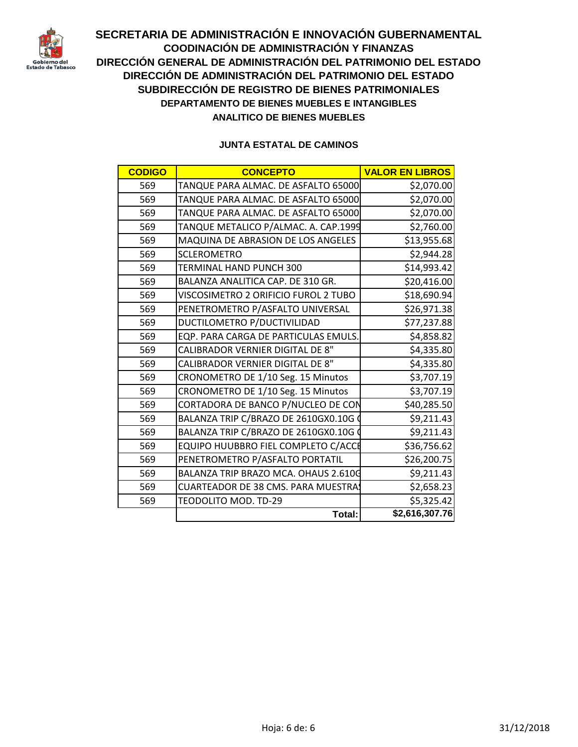**SECRETARIA DE ADMINISTRACIÓN E INNOVACIÓN GUBERNAMENTAL**
**COODINACIÓN DE ADMINISTRACIÓN Y FINANZAS**
**DIRECCIÓN GENERAL DE ADMINISTRACIÓN DEL PATRIMONIO DEL ESTADO**
**DIRECCIÓN DE ADMINISTRACIÓN DEL PATRIMONIO DEL ESTADO**
**SUBDIRECCIÓN DE REGISTRO DE BIENES PATRIMONIALES**
**DEPARTAMENTO DE BIENES MUEBLES E INTANGIBLES**
**ANALITICO DE BIENES MUEBLES**

**JUNTA ESTATAL DE CAMINOS**

| CODIGO | CONCEPTO | VALOR EN LIBROS |
|---|---|---|
| 569 | TANQUE PARA ALMAC. DE ASFALTO 65000 | $2,070.00 |
| 569 | TANQUE PARA ALMAC. DE ASFALTO 65000 | $2,070.00 |
| 569 | TANQUE PARA ALMAC. DE ASFALTO 65000 | $2,070.00 |
| 569 | TANQUE METALICO P/ALMAC. A. CAP.1999 | $2,760.00 |
| 569 | MAQUINA DE ABRASION DE LOS ANGELES | $13,955.68 |
| 569 | SCLEROMETRO | $2,944.28 |
| 569 | TERMINAL HAND PUNCH 300 | $14,993.42 |
| 569 | BALANZA ANALITICA CAP. DE 310 GR. | $20,416.00 |
| 569 | VISCOSIMETRO 2 ORIFICIO FUROL 2 TUBO | $18,690.94 |
| 569 | PENETROMETRO P/ASFALTO UNIVERSAL | $26,971.38 |
| 569 | DUCTILOMETRO P/DUCTIVILIDAD | $77,237.88 |
| 569 | EQP. PARA CARGA DE PARTICULAS EMULS. | $4,858.82 |
| 569 | CALIBRADOR VERNIER DIGITAL DE 8" | $4,335.80 |
| 569 | CALIBRADOR VERNIER DIGITAL DE 8" | $4,335.80 |
| 569 | CRONOMETRO DE 1/10 Seg. 15 Minutos | $3,707.19 |
| 569 | CRONOMETRO DE 1/10 Seg. 15 Minutos | $3,707.19 |
| 569 | CORTADORA DE BANCO P/NUCLEO DE CON | $40,285.50 |
| 569 | BALANZA TRIP C/BRAZO DE 2610GX0.10G ( | $9,211.43 |
| 569 | BALANZA TRIP C/BRAZO DE 2610GX0.10G ( | $9,211.43 |
| 569 | EQUIPO HUUBBRO FIEL COMPLETO C/ACCE | $36,756.62 |
| 569 | PENETROMETRO P/ASFALTO PORTATIL | $26,200.75 |
| 569 | BALANZA TRIP BRAZO MCA. OHAUS 2.610G | $9,211.43 |
| 569 | CUARTEADOR DE 38 CMS. PARA MUESTRAS | $2,658.23 |
| 569 | TEODOLITO MOD. TD-29 | $5,325.42 |
| | **Total:** | **$2,616,307.76** |

31/12/2018